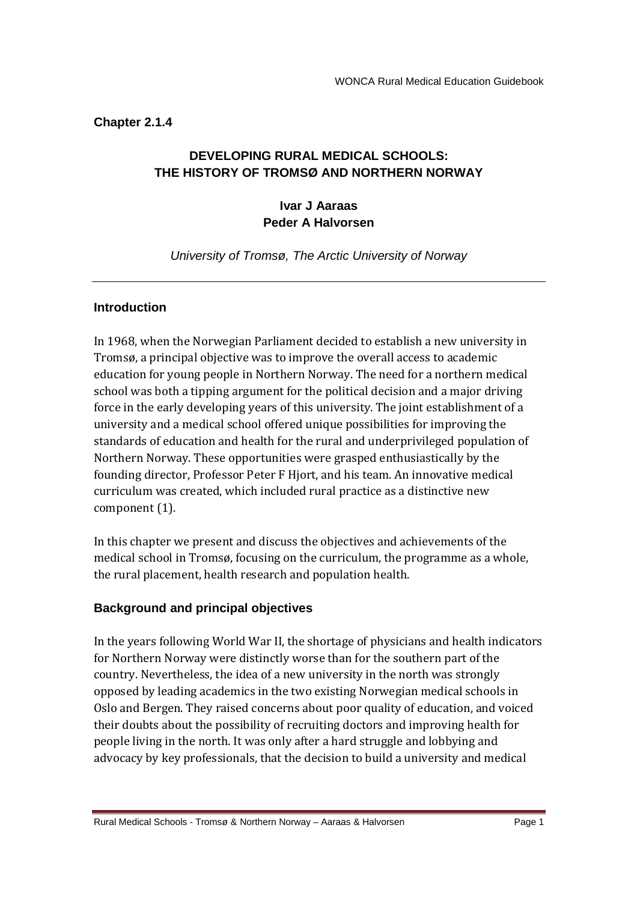**Chapter 2.1.4**

# DEVELOPING RURAL MEDICAL SCHOOLS: THE HISTORY OF TROMSØ AND NORTHERN NORWAY

**Ivar J Aaraas**
**Peder A Halvorsen**

*University of Tromsø, The Arctic University of Norway*

---

## Introduction

In 1968, when the Norwegian Parliament decided to establish a new university in Tromsø, a principal objective was to improve the overall access to academic education for young people in Northern Norway. The need for a northern medical school was both a tipping argument for the political decision and a major driving force in the early developing years of this university. The joint establishment of a university and a medical school offered unique possibilities for improving the standards of education and health for the rural and underprivileged population of Northern Norway. These opportunities were grasped enthusiastically by the founding director, Professor Peter F Hjort, and his team. An innovative medical curriculum was created, which included rural practice as a distinctive new component (1).

In this chapter we present and discuss the objectives and achievements of the medical school in Tromsø, focusing on the curriculum, the programme as a whole, the rural placement, health research and population health.

## Background and principal objectives

In the years following World War II, the shortage of physicians and health indicators for Northern Norway were distinctly worse than for the southern part of the country. Nevertheless, the idea of a new university in the north was strongly opposed by leading academics in the two existing Norwegian medical schools in Oslo and Bergen. They raised concerns about poor quality of education, and voiced their doubts about the possibility of recruiting doctors and improving health for people living in the north. It was only after a hard struggle and lobbying and advocacy by key professionals, that the decision to build a university and medical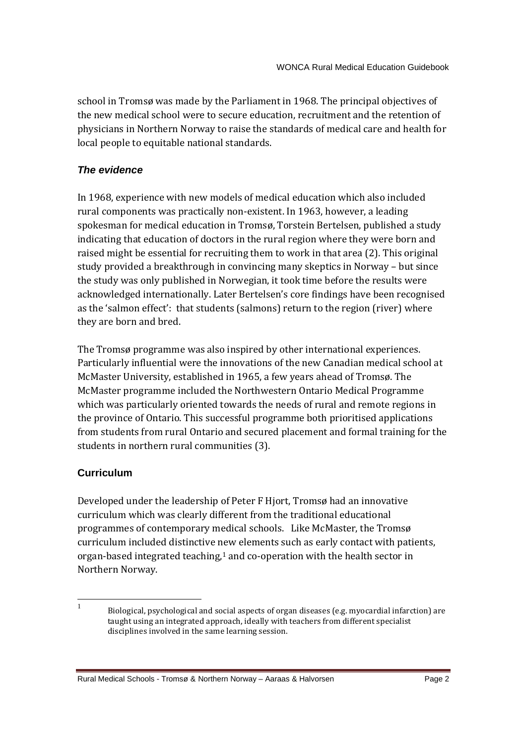school in Tromsø was made by the Parliament in 1968. The principal objectives of the new medical school were to secure education, recruitment and the retention of physicians in Northern Norway to raise the standards of medical care and health for local people to equitable national standards.

### *The evidence*

In 1968, experience with new models of medical education which also included rural components was practically non-existent. In 1963, however, a leading spokesman for medical education in Tromsø, Torstein Bertelsen, published a study indicating that education of doctors in the rural region where they were born and raised might be essential for recruiting them to work in that area (2). This original study provided a breakthrough in convincing many skeptics in Norway – but since the study was only published in Norwegian, it took time before the results were acknowledged internationally. Later Bertelsen's core findings have been recognised as the 'salmon effect': that students (salmons) return to the region (river) where they are born and bred.

The Tromsø programme was also inspired by other international experiences. Particularly influential were the innovations of the new Canadian medical school at McMaster University, established in 1965, a few years ahead of Tromsø. The McMaster programme included the Northwestern Ontario Medical Programme which was particularly oriented towards the needs of rural and remote regions in the province of Ontario. This successful programme both prioritised applications from students from rural Ontario and secured placement and formal training for the students in northern rural communities (3).

## Curriculum

Developed under the leadership of Peter F Hjort, Tromsø had an innovative curriculum which was clearly different from the traditional educational programmes of contemporary medical schools. Like McMaster, the Tromsø curriculum included distinctive new elements such as early contact with patients, organ-based integrated teaching,[1] and co-operation with the health sector in Northern Norway.

---

[1] Biological, psychological and social aspects of organ diseases (e.g. myocardial infarction) are taught using an integrated approach, ideally with teachers from different specialist disciplines involved in the same learning session.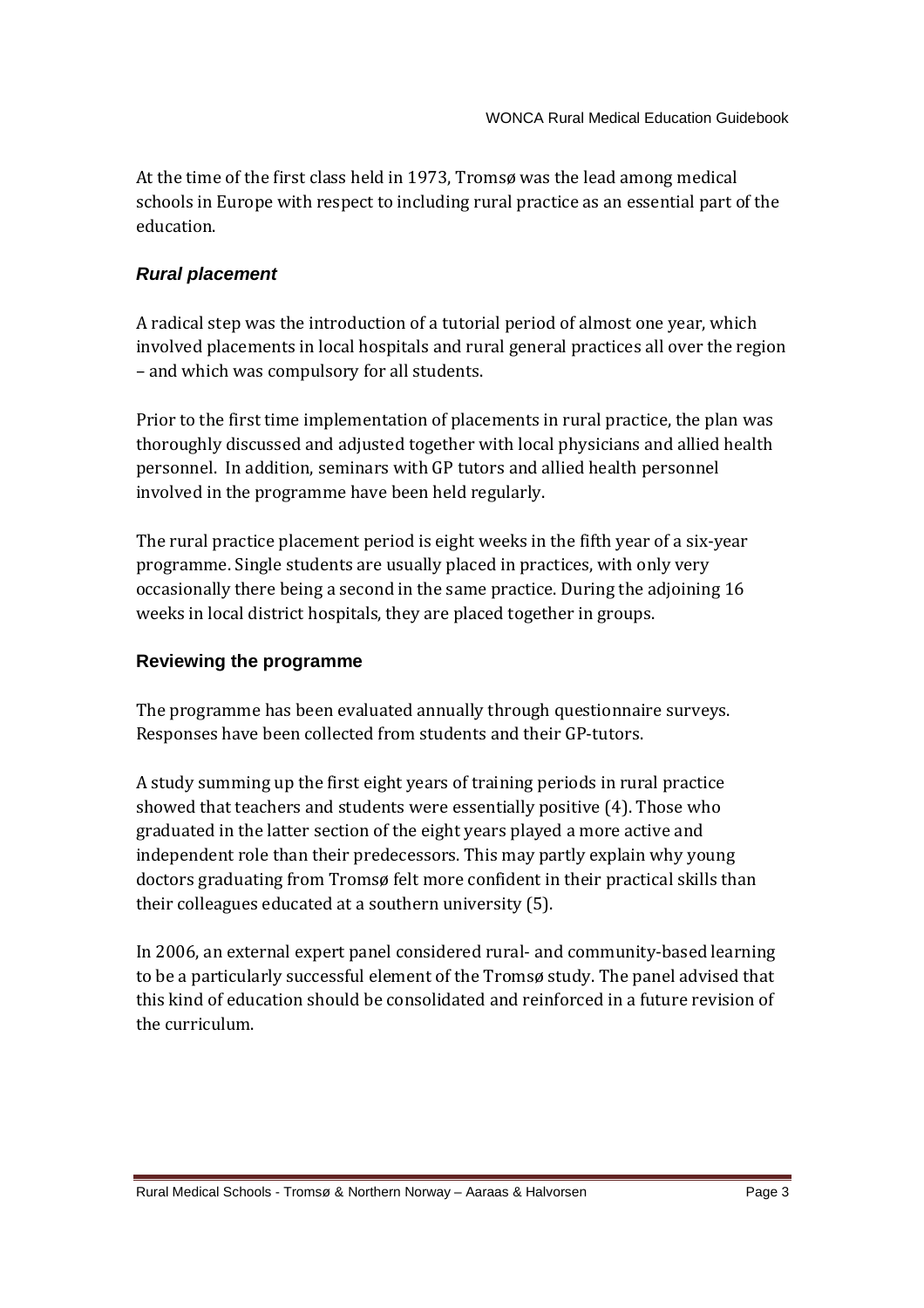At the time of the first class held in 1973, Tromsø was the lead among medical schools in Europe with respect to including rural practice as an essential part of the education.

### *Rural placement*

A radical step was the introduction of a tutorial period of almost one year, which involved placements in local hospitals and rural general practices all over the region – and which was compulsory for all students.

Prior to the first time implementation of placements in rural practice, the plan was thoroughly discussed and adjusted together with local physicians and allied health personnel. In addition, seminars with GP tutors and allied health personnel involved in the programme have been held regularly.

The rural practice placement period is eight weeks in the fifth year of a six-year programme. Single students are usually placed in practices, with only very occasionally there being a second in the same practice. During the adjoining 16 weeks in local district hospitals, they are placed together in groups.

### Reviewing the programme

The programme has been evaluated annually through questionnaire surveys. Responses have been collected from students and their GP-tutors.

A study summing up the first eight years of training periods in rural practice showed that teachers and students were essentially positive (4). Those who graduated in the latter section of the eight years played a more active and independent role than their predecessors. This may partly explain why young doctors graduating from Tromsø felt more confident in their practical skills than their colleagues educated at a southern university (5).

In 2006, an external expert panel considered rural- and community-based learning to be a particularly successful element of the Tromsø study. The panel advised that this kind of education should be consolidated and reinforced in a future revision of the curriculum.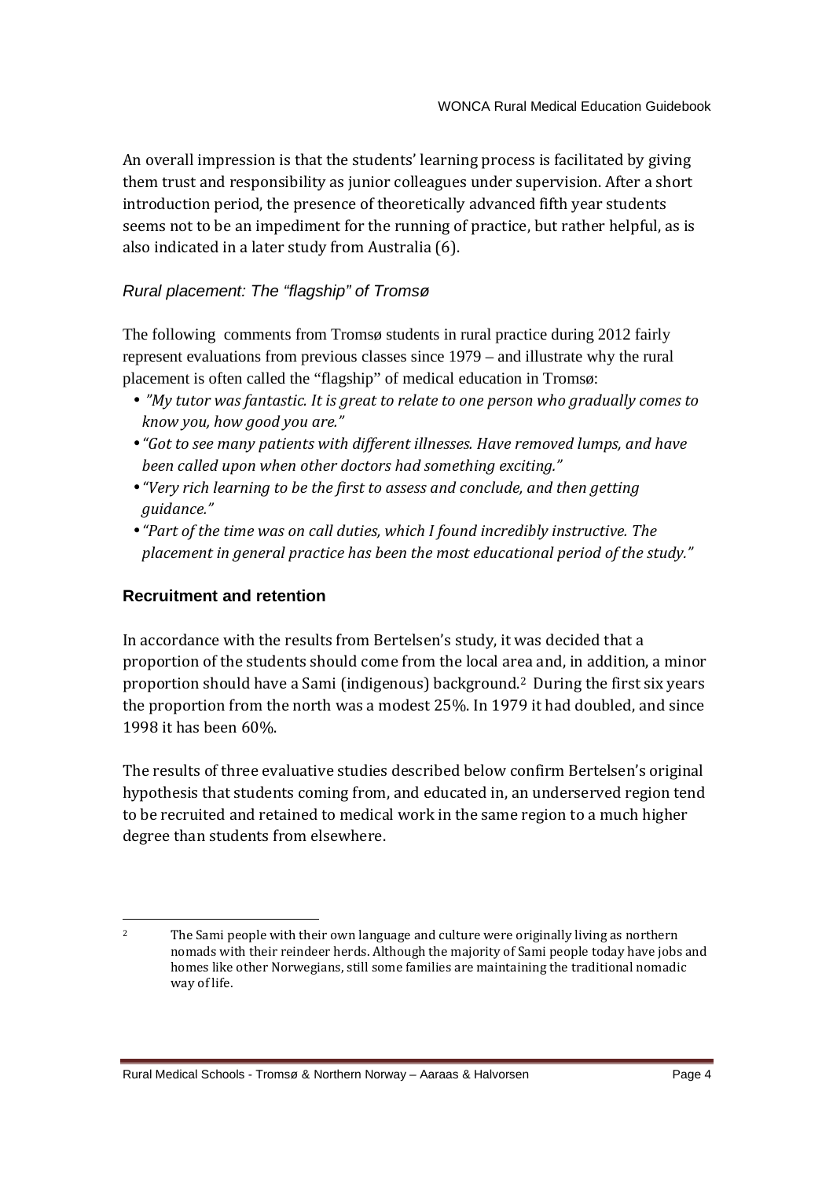An overall impression is that the students' learning process is facilitated by giving them trust and responsibility as junior colleagues under supervision. After a short introduction period, the presence of theoretically advanced fifth year students seems not to be an impediment for the running of practice, but rather helpful, as is also indicated in a later study from Australia (6).

### *Rural placement: The "flagship" of Tromsø*

The following comments from Tromsø students in rural practice during 2012 fairly represent evaluations from previous classes since 1979 – and illustrate why the rural placement is often called the "flagship" of medical education in Tromsø:

- *"My tutor was fantastic. It is great to relate to one person who gradually comes to know you, how good you are."*
- *"Got to see many patients with different illnesses. Have removed lumps, and have been called upon when other doctors had something exciting."*
- *"Very rich learning to be the first to assess and conclude, and then getting guidance."*
- *"Part of the time was on call duties, which I found incredibly instructive. The placement in general practice has been the most educational period of the study."*

## Recruitment and retention

In accordance with the results from Bertelsen's study, it was decided that a proportion of the students should come from the local area and, in addition, a minor proportion should have a Sami (indigenous) background.[2] During the first six years the proportion from the north was a modest 25%. In 1979 it had doubled, and since 1998 it has been 60%.

The results of three evaluative studies described below confirm Bertelsen's original hypothesis that students coming from, and educated in, an underserved region tend to be recruited and retained to medical work in the same region to a much higher degree than students from elsewhere.

[2] The Sami people with their own language and culture were originally living as northern nomads with their reindeer herds. Although the majority of Sami people today have jobs and homes like other Norwegians, still some families are maintaining the traditional nomadic way of life.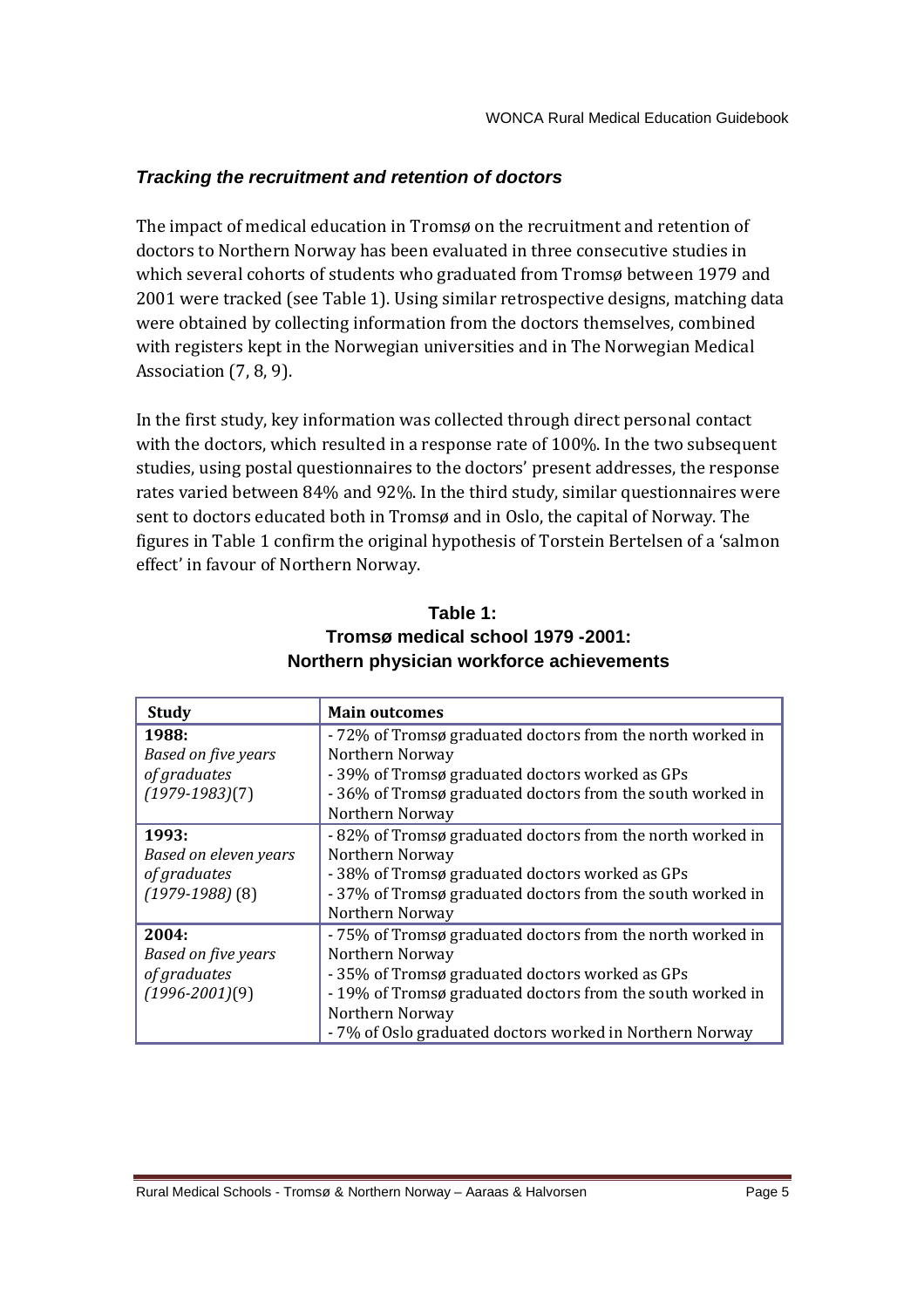### *Tracking the recruitment and retention of doctors*

The impact of medical education in Tromsø on the recruitment and retention of doctors to Northern Norway has been evaluated in three consecutive studies in which several cohorts of students who graduated from Tromsø between 1979 and 2001 were tracked (see Table 1). Using similar retrospective designs, matching data were obtained by collecting information from the doctors themselves, combined with registers kept in the Norwegian universities and in The Norwegian Medical Association (7, 8, 9).

In the first study, key information was collected through direct personal contact with the doctors, which resulted in a response rate of 100%. In the two subsequent studies, using postal questionnaires to the doctors' present addresses, the response rates varied between 84% and 92%. In the third study, similar questionnaires were sent to doctors educated both in Tromsø and in Oslo, the capital of Norway. The figures in Table 1 confirm the original hypothesis of Torstein Bertelsen of a 'salmon effect' in favour of Northern Norway.

**Table 1:**
**Tromsø medical school 1979 -2001:**
**Northern physician workforce achievements**

| **Study** | **Main outcomes** |
|---|---|
| **1988:**<br>*Based on five years of graduates (1979-1983)*(7) | - 72% of Tromsø graduated doctors from the north worked in Northern Norway<br>- 39% of Tromsø graduated doctors worked as GPs<br>- 36% of Tromsø graduated doctors from the south worked in Northern Norway |
| **1993:**<br>*Based on eleven years of graduates (1979-1988)* (8) | - 82% of Tromsø graduated doctors from the north worked in Northern Norway<br>- 38% of Tromsø graduated doctors worked as GPs<br>- 37% of Tromsø graduated doctors from the south worked in Northern Norway |
| **2004:**<br>*Based on five years of graduates (1996-2001)*(9) | - 75% of Tromsø graduated doctors from the north worked in Northern Norway<br>- 35% of Tromsø graduated doctors worked as GPs<br>- 19% of Tromsø graduated doctors from the south worked in Northern Norway<br>- 7% of Oslo graduated doctors worked in Northern Norway |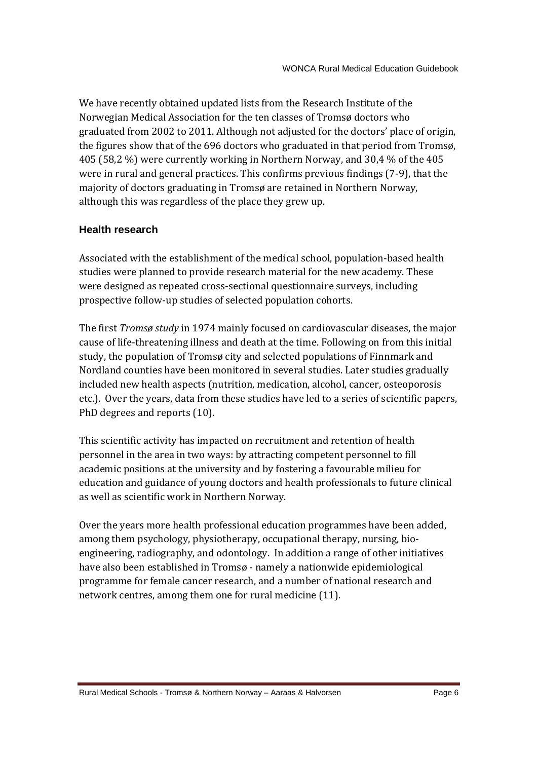We have recently obtained updated lists from the Research Institute of the Norwegian Medical Association for the ten classes of Tromsø doctors who graduated from 2002 to 2011. Although not adjusted for the doctors' place of origin, the figures show that of the 696 doctors who graduated in that period from Tromsø, 405 (58,2 %) were currently working in Northern Norway, and 30,4 % of the 405 were in rural and general practices. This confirms previous findings (7-9), that the majority of doctors graduating in Tromsø are retained in Northern Norway, although this was regardless of the place they grew up.

## Health research

Associated with the establishment of the medical school, population-based health studies were planned to provide research material for the new academy. These were designed as repeated cross-sectional questionnaire surveys, including prospective follow-up studies of selected population cohorts.

The first *Tromsø study* in 1974 mainly focused on cardiovascular diseases, the major cause of life-threatening illness and death at the time. Following on from this initial study, the population of Tromsø city and selected populations of Finnmark and Nordland counties have been monitored in several studies. Later studies gradually included new health aspects (nutrition, medication, alcohol, cancer, osteoporosis etc.). Over the years, data from these studies have led to a series of scientific papers, PhD degrees and reports (10).

This scientific activity has impacted on recruitment and retention of health personnel in the area in two ways: by attracting competent personnel to fill academic positions at the university and by fostering a favourable milieu for education and guidance of young doctors and health professionals to future clinical as well as scientific work in Northern Norway.

Over the years more health professional education programmes have been added, among them psychology, physiotherapy, occupational therapy, nursing, bio-engineering, radiography, and odontology. In addition a range of other initiatives have also been established in Tromsø - namely a nationwide epidemiological programme for female cancer research, and a number of national research and network centres, among them one for rural medicine (11).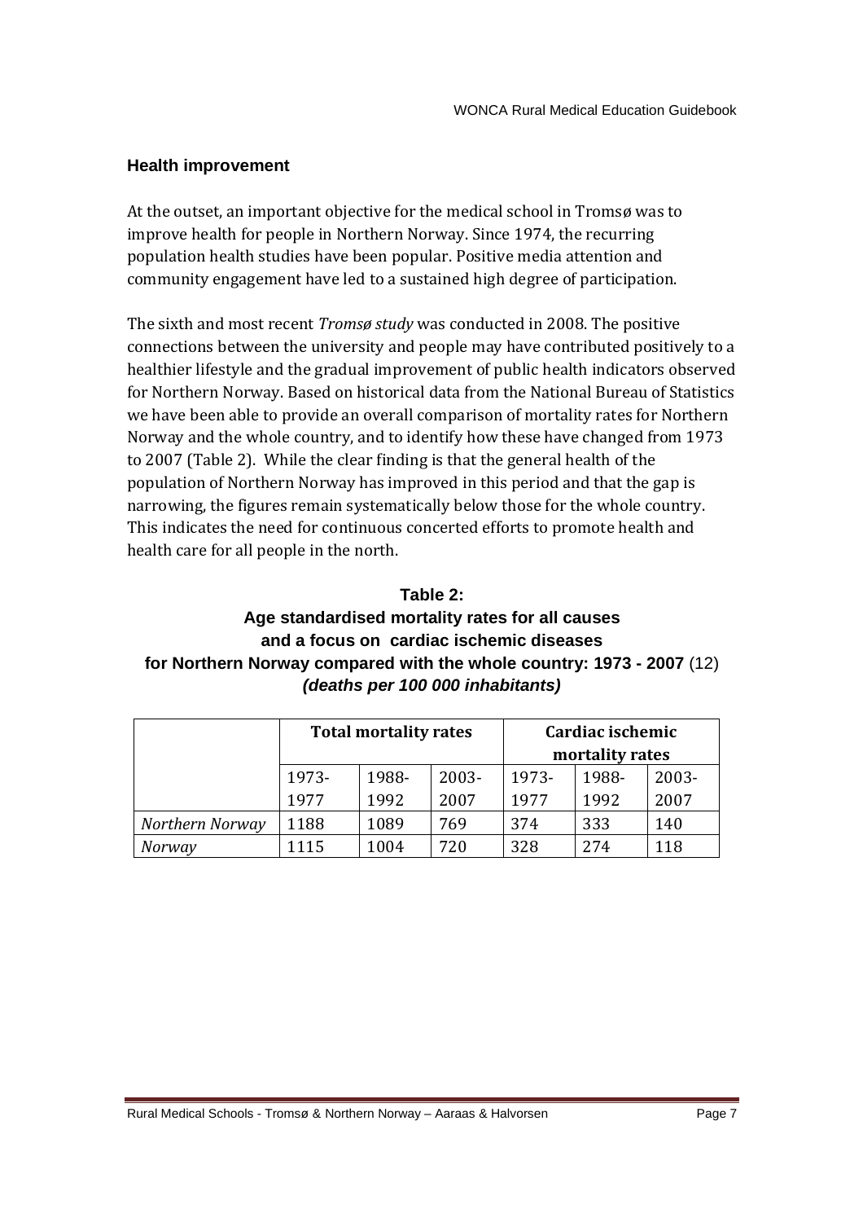## Health improvement

At the outset, an important objective for the medical school in Tromsø was to improve health for people in Northern Norway. Since 1974, the recurring population health studies have been popular. Positive media attention and community engagement have led to a sustained high degree of participation.

The sixth and most recent *Tromsø study* was conducted in 2008. The positive connections between the university and people may have contributed positively to a healthier lifestyle and the gradual improvement of public health indicators observed for Northern Norway. Based on historical data from the National Bureau of Statistics we have been able to provide an overall comparison of mortality rates for Northern Norway and the whole country, and to identify how these have changed from 1973 to 2007 (Table 2). While the clear finding is that the general health of the population of Northern Norway has improved in this period and that the gap is narrowing, the figures remain systematically below those for the whole country. This indicates the need for continuous concerted efforts to promote health and health care for all people in the north.

**Table 2:**
**Age standardised mortality rates for all causes and a focus on cardiac ischemic diseases for Northern Norway compared with the whole country: 1973 - 2007** (12)
***(deaths per 100 000 inhabitants)***

| | **Total mortality rates** | | | **Cardiac ischemic mortality rates** | | |
|---|---|---|---|---|---|---|
| | 1973-1977 | 1988-1992 | 2003-2007 | 1973-1977 | 1988-1992 | 2003-2007 |
| *Northern Norway* | 1188 | 1089 | 769 | 374 | 333 | 140 |
| *Norway* | 1115 | 1004 | 720 | 328 | 274 | 118 |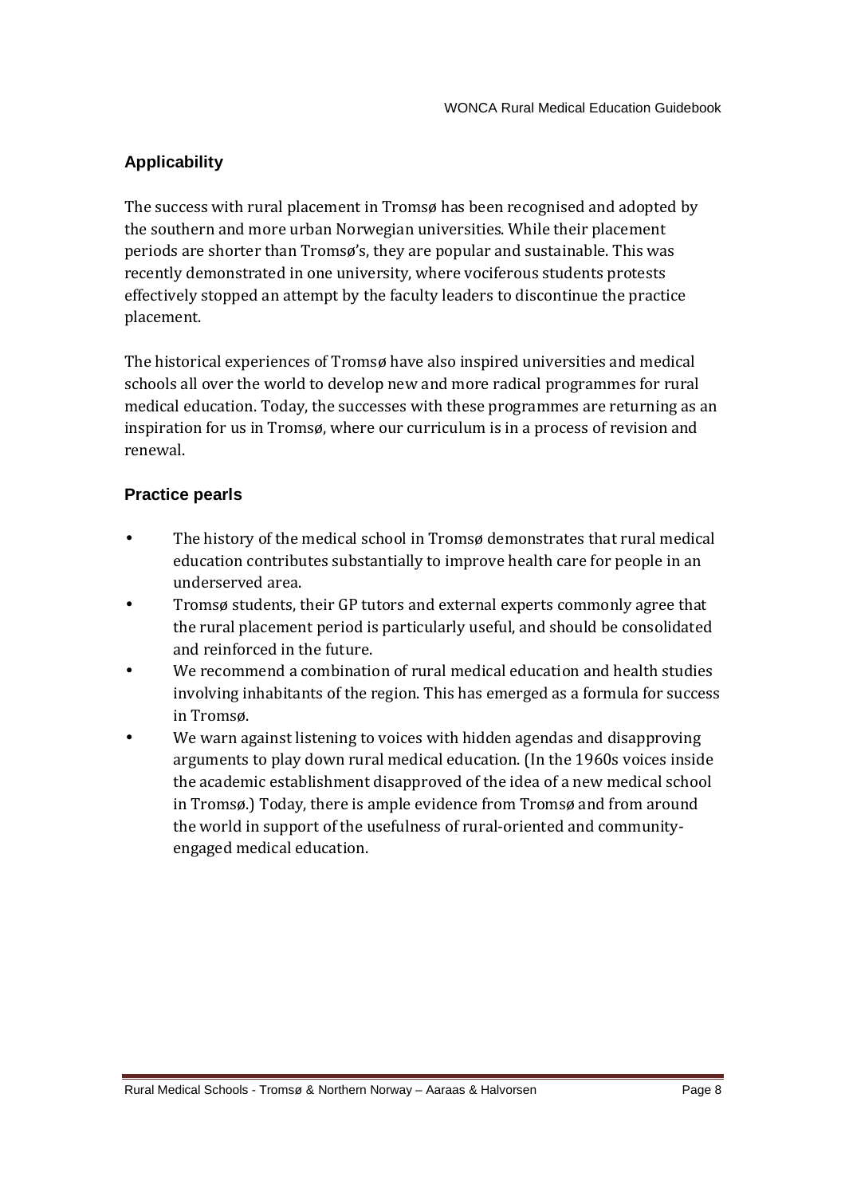## Applicability

The success with rural placement in Tromsø has been recognised and adopted by the southern and more urban Norwegian universities. While their placement periods are shorter than Tromsø's, they are popular and sustainable. This was recently demonstrated in one university, where vociferous students protests effectively stopped an attempt by the faculty leaders to discontinue the practice placement.

The historical experiences of Tromsø have also inspired universities and medical schools all over the world to develop new and more radical programmes for rural medical education. Today, the successes with these programmes are returning as an inspiration for us in Tromsø, where our curriculum is in a process of revision and renewal.

## Practice pearls

- The history of the medical school in Tromsø demonstrates that rural medical education contributes substantially to improve health care for people in an underserved area.
- Tromsø students, their GP tutors and external experts commonly agree that the rural placement period is particularly useful, and should be consolidated and reinforced in the future.
- We recommend a combination of rural medical education and health studies involving inhabitants of the region. This has emerged as a formula for success in Tromsø.
- We warn against listening to voices with hidden agendas and disapproving arguments to play down rural medical education. (In the 1960s voices inside the academic establishment disapproved of the idea of a new medical school in Tromsø.) Today, there is ample evidence from Tromsø and from around the world in support of the usefulness of rural-oriented and community-engaged medical education.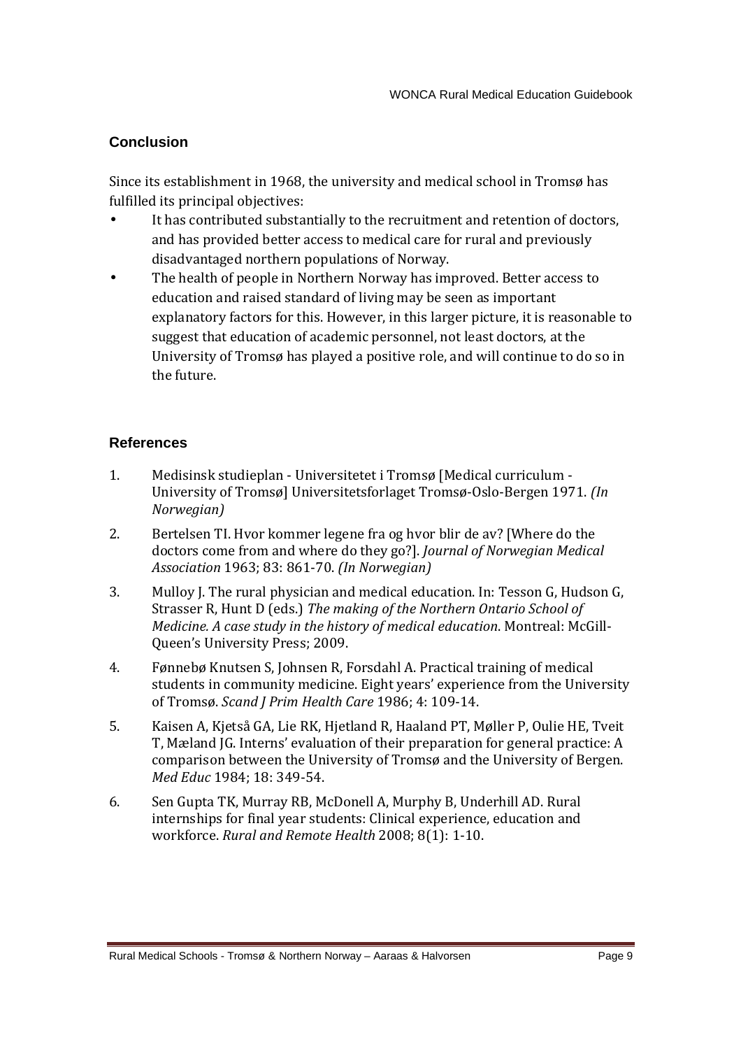## Conclusion

Since its establishment in 1968, the university and medical school in Tromsø has fulfilled its principal objectives:

- It has contributed substantially to the recruitment and retention of doctors, and has provided better access to medical care for rural and previously disadvantaged northern populations of Norway.
- The health of people in Northern Norway has improved. Better access to education and raised standard of living may be seen as important explanatory factors for this. However, in this larger picture, it is reasonable to suggest that education of academic personnel, not least doctors, at the University of Tromsø has played a positive role, and will continue to do so in the future.

## References

1. Medisinsk studieplan - Universitetet i Tromsø [Medical curriculum - University of Tromsø] Universitetsforlaget Tromsø-Oslo-Bergen 1971. *(In Norwegian)*
2. Bertelsen TI. Hvor kommer legene fra og hvor blir de av? [Where do the doctors come from and where do they go?]. *Journal of Norwegian Medical Association* 1963; 83: 861-70. *(In Norwegian)*
3. Mulloy J. The rural physician and medical education. In: Tesson G, Hudson G, Strasser R, Hunt D (eds.) *The making of the Northern Ontario School of Medicine. A case study in the history of medical education*. Montreal: McGill-Queen's University Press; 2009.
4. Fønnebø Knutsen S, Johnsen R, Forsdahl A. Practical training of medical students in community medicine. Eight years' experience from the University of Tromsø. *Scand J Prim Health Care* 1986; 4: 109-14.
5. Kaisen A, Kjetså GA, Lie RK, Hjetland R, Haaland PT, Møller P, Oulie HE, Tveit T, Mæland JG. Interns' evaluation of their preparation for general practice: A comparison between the University of Tromsø and the University of Bergen. *Med Educ* 1984; 18: 349-54.
6. Sen Gupta TK, Murray RB, McDonell A, Murphy B, Underhill AD. Rural internships for final year students: Clinical experience, education and workforce. *Rural and Remote Health* 2008; 8(1): 1-10.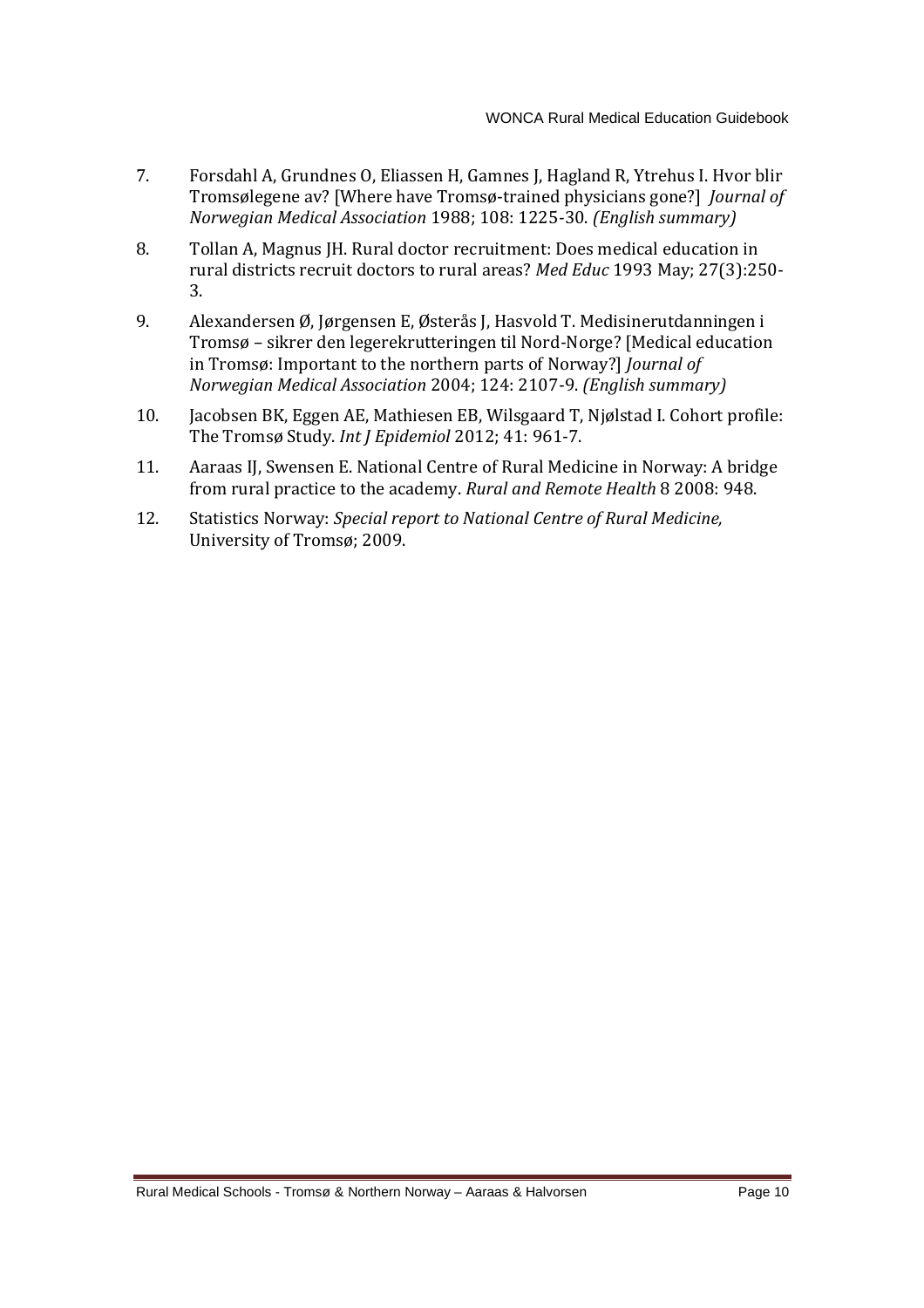7. Forsdahl A, Grundnes O, Eliassen H, Gamnes J, Hagland R, Ytrehus I. Hvor blir Tromsølegene av? [Where have Tromsø-trained physicians gone?] *Journal of Norwegian Medical Association* 1988; 108: 1225-30. *(English summary)*

8. Tollan A, Magnus JH. Rural doctor recruitment: Does medical education in rural districts recruit doctors to rural areas? *Med Educ* 1993 May; 27(3):250-3.

9. Alexandersen Ø, Jørgensen E, Østerås J, Hasvold T. Medisinerutdanningen i Tromsø – sikrer den legerekrutteringen til Nord-Norge? [Medical education in Tromsø: Important to the northern parts of Norway?] *Journal of Norwegian Medical Association* 2004; 124: 2107-9. *(English summary)*

10. Jacobsen BK, Eggen AE, Mathiesen EB, Wilsgaard T, Njølstad I. Cohort profile: The Tromsø Study. *Int J Epidemiol* 2012; 41: 961-7.

11. Aaraas IJ, Swensen E. National Centre of Rural Medicine in Norway: A bridge from rural practice to the academy. *Rural and Remote Health* 8 2008: 948.

12. Statistics Norway: *Special report to National Centre of Rural Medicine,* University of Tromsø; 2009.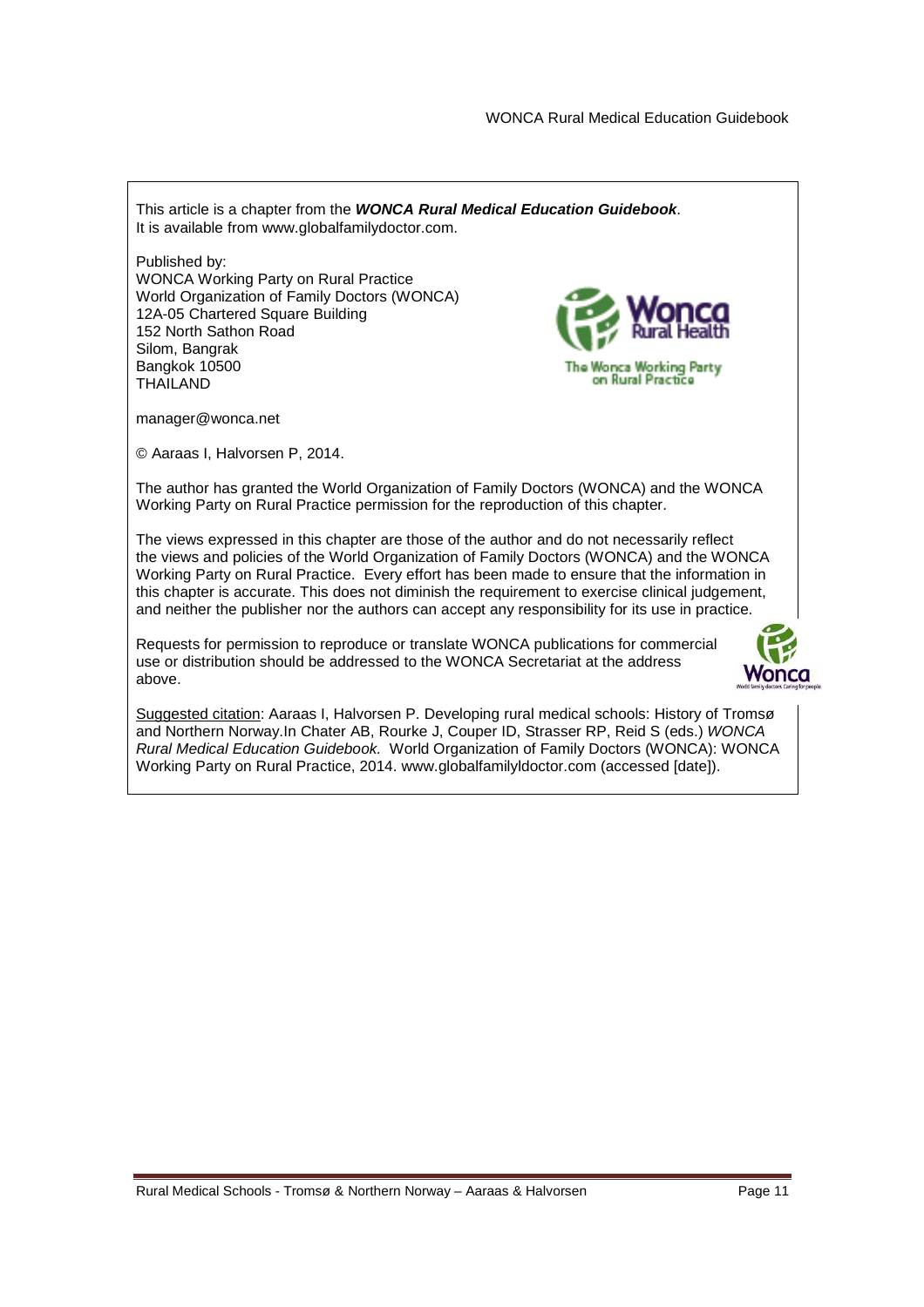This article is a chapter from the ***WONCA Rural Medical Education Guidebook***.
It is available from www.globalfamilydoctor.com.

Published by:
WONCA Working Party on Rural Practice
World Organization of Family Doctors (WONCA)
12A-05 Chartered Square Building
152 North Sathon Road
Silom, Bangrak
Bangkok 10500
THAILAND

manager@wonca.net

© Aaraas I, Halvorsen P, 2014.

The author has granted the World Organization of Family Doctors (WONCA) and the WONCA Working Party on Rural Practice permission for the reproduction of this chapter.

The views expressed in this chapter are those of the author and do not necessarily reflect the views and policies of the World Organization of Family Doctors (WONCA) and the WONCA Working Party on Rural Practice. Every effort has been made to ensure that the information in this chapter is accurate. This does not diminish the requirement to exercise clinical judgement, and neither the publisher nor the authors can accept any responsibility for its use in practice.

Requests for permission to reproduce or translate WONCA publications for commercial use or distribution should be addressed to the WONCA Secretariat at the address above.

Suggested citation: Aaraas I, Halvorsen P. Developing rural medical schools: History of Tromsø and Northern Norway.In Chater AB, Rourke J, Couper ID, Strasser RP, Reid S (eds.) *WONCA Rural Medical Education Guidebook.* World Organization of Family Doctors (WONCA): WONCA Working Party on Rural Practice, 2014. www.globalfamilyldoctor.com (accessed [date]).